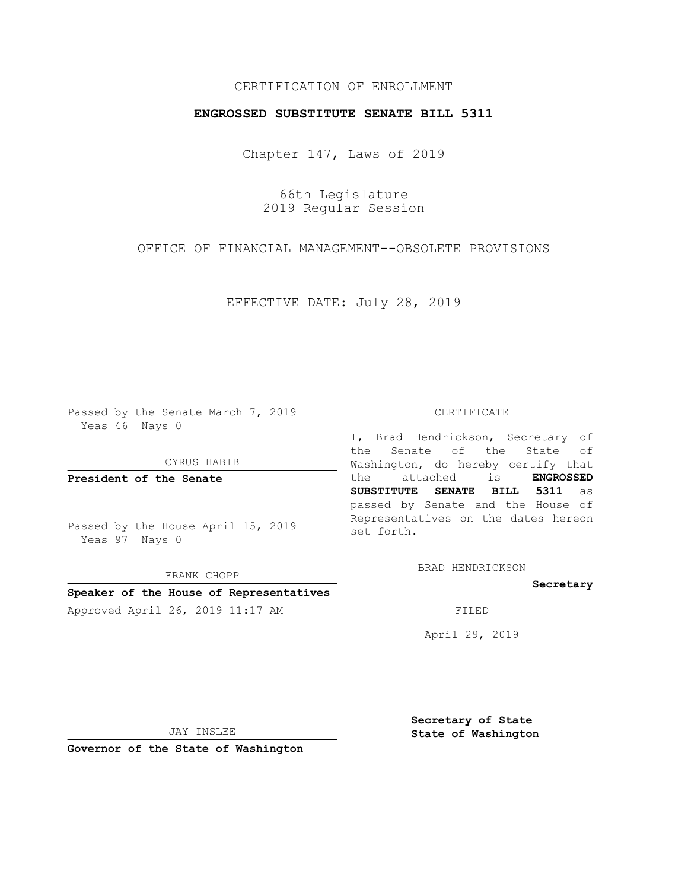CERTIFICATION OF ENROLLMENT

**ENGROSSED SUBSTITUTE SENATE BILL 5311**

Chapter 147, Laws of 2019

66th Legislature
2019 Regular Session

OFFICE OF FINANCIAL MANAGEMENT--OBSOLETE PROVISIONS

EFFECTIVE DATE: July 28, 2019

Passed by the Senate March 7, 2019
Yeas 46 Nays 0

CYRUS HABIB

**President of the Senate**

Passed by the House April 15, 2019
Yeas 97 Nays 0

FRANK CHOPP

**Speaker of the House of Representatives**

Approved April 26, 2019 11:17 AM

JAY INSLEE

**Governor of the State of Washington**

CERTIFICATE

I, Brad Hendrickson, Secretary of the Senate of the State of Washington, do hereby certify that the attached is **ENGROSSED SUBSTITUTE SENATE BILL 5311** as passed by Senate and the House of Representatives on the dates hereon set forth.

BRAD HENDRICKSON

**Secretary**

FILED

April 29, 2019

**Secretary of State**
**State of Washington**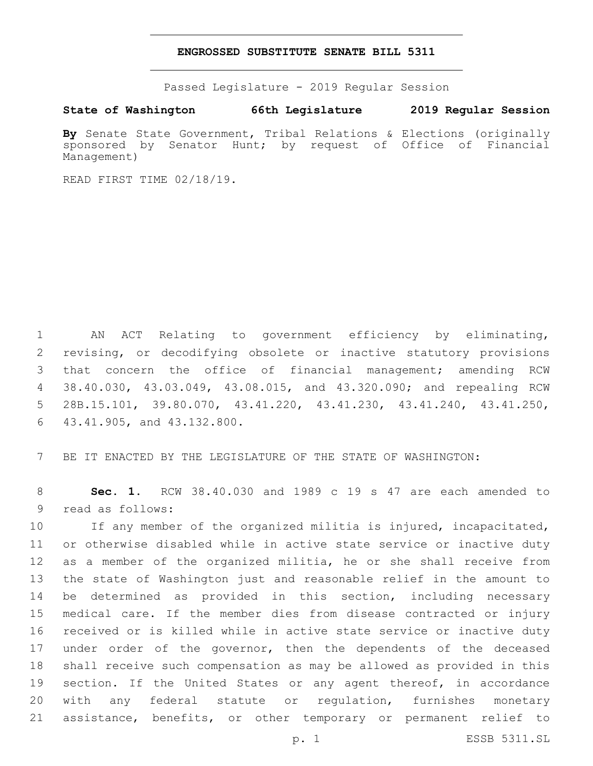# ENGROSSED SUBSTITUTE SENATE BILL 5311

Passed Legislature - 2019 Regular Session

**State of Washington 66th Legislature 2019 Regular Session**

**By** Senate State Government, Tribal Relations & Elections (originally sponsored by Senator Hunt; by request of Office of Financial Management)

READ FIRST TIME 02/18/19.

AN ACT Relating to government efficiency by eliminating, revising, or decodifying obsolete or inactive statutory provisions that concern the office of financial management; amending RCW 38.40.030, 43.03.049, 43.08.015, and 43.320.090; and repealing RCW 28B.15.101, 39.80.070, 43.41.220, 43.41.230, 43.41.240, 43.41.250, 43.41.905, and 43.132.800.

BE IT ENACTED BY THE LEGISLATURE OF THE STATE OF WASHINGTON:

**Sec. 1.** RCW 38.40.030 and 1989 c 19 s 47 are each amended to read as follows:

If any member of the organized militia is injured, incapacitated, or otherwise disabled while in active state service or inactive duty as a member of the organized militia, he or she shall receive from the state of Washington just and reasonable relief in the amount to be determined as provided in this section, including necessary medical care. If the member dies from disease contracted or injury received or is killed while in active state service or inactive duty under order of the governor, then the dependents of the deceased shall receive such compensation as may be allowed as provided in this section. If the United States or any agent thereof, in accordance with any federal statute or regulation, furnishes monetary assistance, benefits, or other temporary or permanent relief to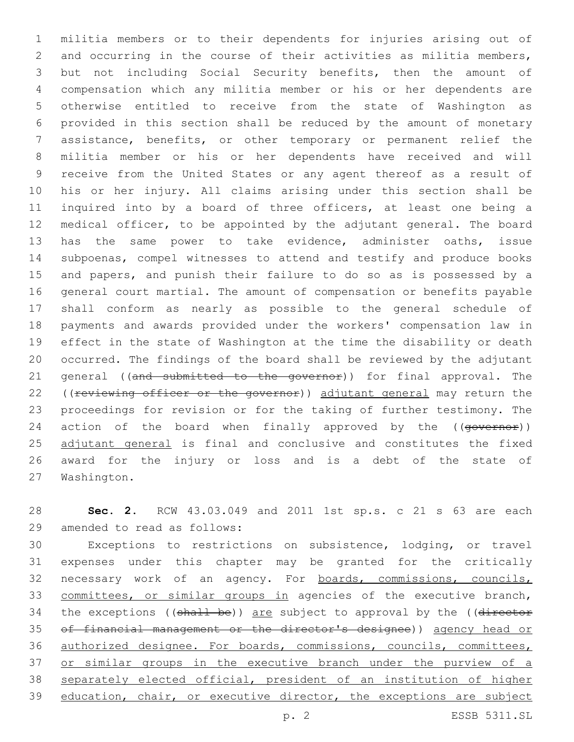militia members or to their dependents for injuries arising out of and occurring in the course of their activities as militia members, but not including Social Security benefits, then the amount of compensation which any militia member or his or her dependents are otherwise entitled to receive from the state of Washington as provided in this section shall be reduced by the amount of monetary assistance, benefits, or other temporary or permanent relief the militia member or his or her dependents have received and will receive from the United States or any agent thereof as a result of his or her injury. All claims arising under this section shall be inquired into by a board of three officers, at least one being a medical officer, to be appointed by the adjutant general. The board has the same power to take evidence, administer oaths, issue subpoenas, compel witnesses to attend and testify and produce books and papers, and punish their failure to do so as is possessed by a general court martial. The amount of compensation or benefits payable shall conform as nearly as possible to the general schedule of payments and awards provided under the workers' compensation law in effect in the state of Washington at the time the disability or death occurred. The findings of the board shall be reviewed by the adjutant general ((~~and submitted to the governor~~)) for final approval. The ((~~reviewing officer or the governor~~)) adjutant general may return the proceedings for revision or for the taking of further testimony. The action of the board when finally approved by the ((~~governor~~)) adjutant general is final and conclusive and constitutes the fixed award for the injury or loss and is a debt of the state of Washington.

**Sec. 2.** RCW 43.03.049 and 2011 1st sp.s. c 21 s 63 are each amended to read as follows:

Exceptions to restrictions on subsistence, lodging, or travel expenses under this chapter may be granted for the critically necessary work of an agency. For boards, commissions, councils, committees, or similar groups in agencies of the executive branch, the exceptions ((~~shall be~~)) are subject to approval by the ((~~director of financial management or the director's designee~~)) agency head or authorized designee. For boards, commissions, councils, committees, or similar groups in the executive branch under the purview of a separately elected official, president of an institution of higher education, chair, or executive director, the exceptions are subject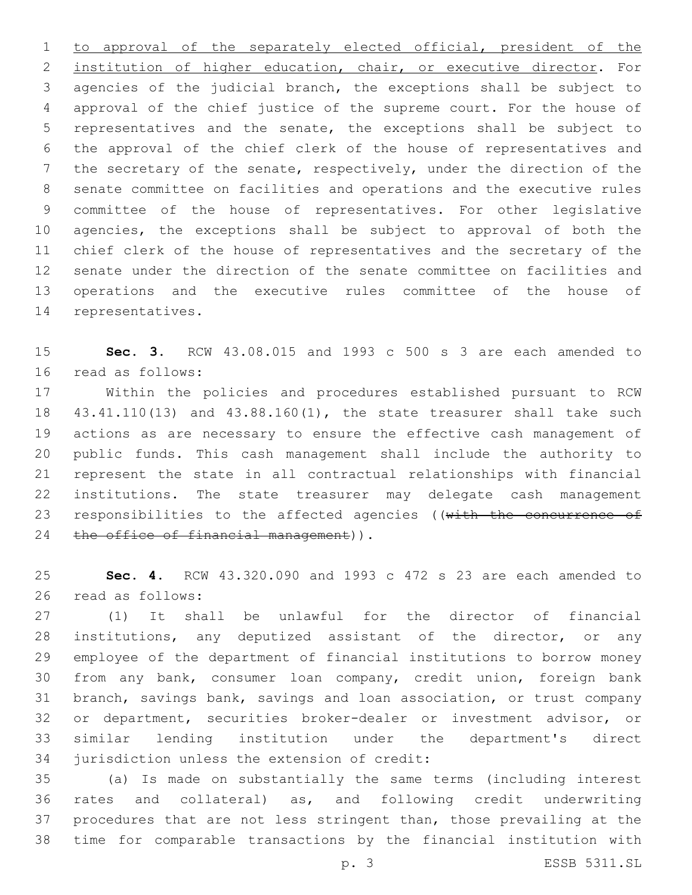to approval of the separately elected official, president of the institution of higher education, chair, or executive director. For agencies of the judicial branch, the exceptions shall be subject to approval of the chief justice of the supreme court. For the house of representatives and the senate, the exceptions shall be subject to the approval of the chief clerk of the house of representatives and the secretary of the senate, respectively, under the direction of the senate committee on facilities and operations and the executive rules committee of the house of representatives. For other legislative agencies, the exceptions shall be subject to approval of both the chief clerk of the house of representatives and the secretary of the senate under the direction of the senate committee on facilities and operations and the executive rules committee of the house of representatives.

**Sec. 3.** RCW 43.08.015 and 1993 c 500 s 3 are each amended to read as follows:

Within the policies and procedures established pursuant to RCW 43.41.110(13) and 43.88.160(1), the state treasurer shall take such actions as are necessary to ensure the effective cash management of public funds. This cash management shall include the authority to represent the state in all contractual relationships with financial institutions. The state treasurer may delegate cash management responsibilities to the affected agencies ((~~with the concurrence of the office of financial management~~)).

**Sec. 4.** RCW 43.320.090 and 1993 c 472 s 23 are each amended to read as follows:

(1) It shall be unlawful for the director of financial institutions, any deputized assistant of the director, or any employee of the department of financial institutions to borrow money from any bank, consumer loan company, credit union, foreign bank branch, savings bank, savings and loan association, or trust company or department, securities broker-dealer or investment advisor, or similar lending institution under the department's direct jurisdiction unless the extension of credit:

(a) Is made on substantially the same terms (including interest rates and collateral) as, and following credit underwriting procedures that are not less stringent than, those prevailing at the time for comparable transactions by the financial institution with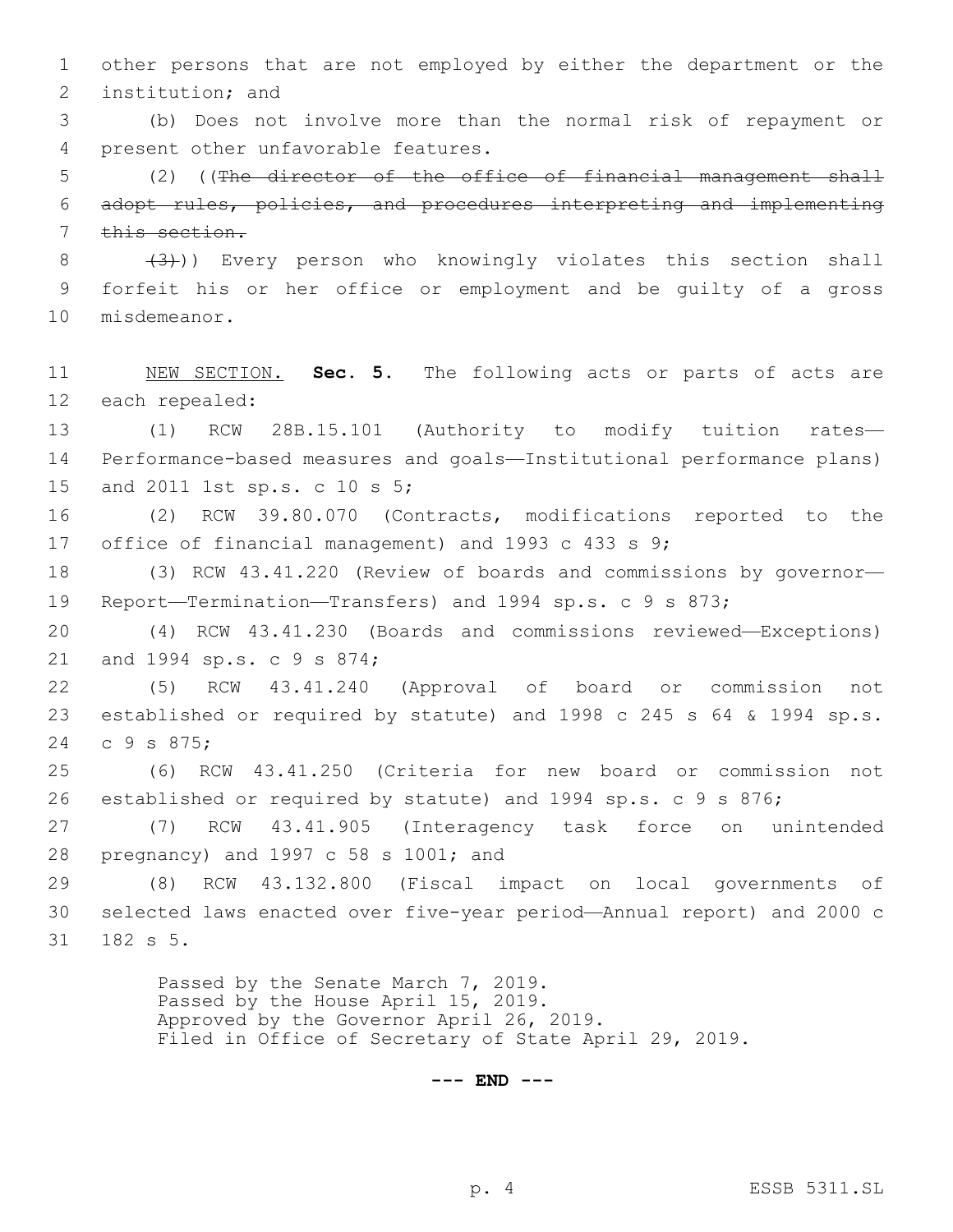other persons that are not employed by either the department or the institution; and

(b) Does not involve more than the normal risk of repayment or present other unfavorable features.

(2) ((~~The director of the office of financial management shall adopt rules, policies, and procedures interpreting and implementing this section.~~

~~(3)~~)) Every person who knowingly violates this section shall forfeit his or her office or employment and be guilty of a gross misdemeanor.

NEW SECTION. **Sec. 5.** The following acts or parts of acts are each repealed:

(1) RCW 28B.15.101 (Authority to modify tuition rates—Performance-based measures and goals—Institutional performance plans) and 2011 1st sp.s. c 10 s 5;

(2) RCW 39.80.070 (Contracts, modifications reported to the office of financial management) and 1993 c 433 s 9;

(3) RCW 43.41.220 (Review of boards and commissions by governor—Report—Termination—Transfers) and 1994 sp.s. c 9 s 873;

(4) RCW 43.41.230 (Boards and commissions reviewed—Exceptions) and 1994 sp.s. c 9 s 874;

(5) RCW 43.41.240 (Approval of board or commission not established or required by statute) and 1998 c 245 s 64 & 1994 sp.s. c 9 s 875;

(6) RCW 43.41.250 (Criteria for new board or commission not established or required by statute) and 1994 sp.s. c 9 s 876;

(7) RCW 43.41.905 (Interagency task force on unintended pregnancy) and 1997 c 58 s 1001; and

(8) RCW 43.132.800 (Fiscal impact on local governments of selected laws enacted over five-year period—Annual report) and 2000 c 182 s 5.

Passed by the Senate March 7, 2019.
Passed by the House April 15, 2019.
Approved by the Governor April 26, 2019.
Filed in Office of Secretary of State April 29, 2019.

**--- END ---**